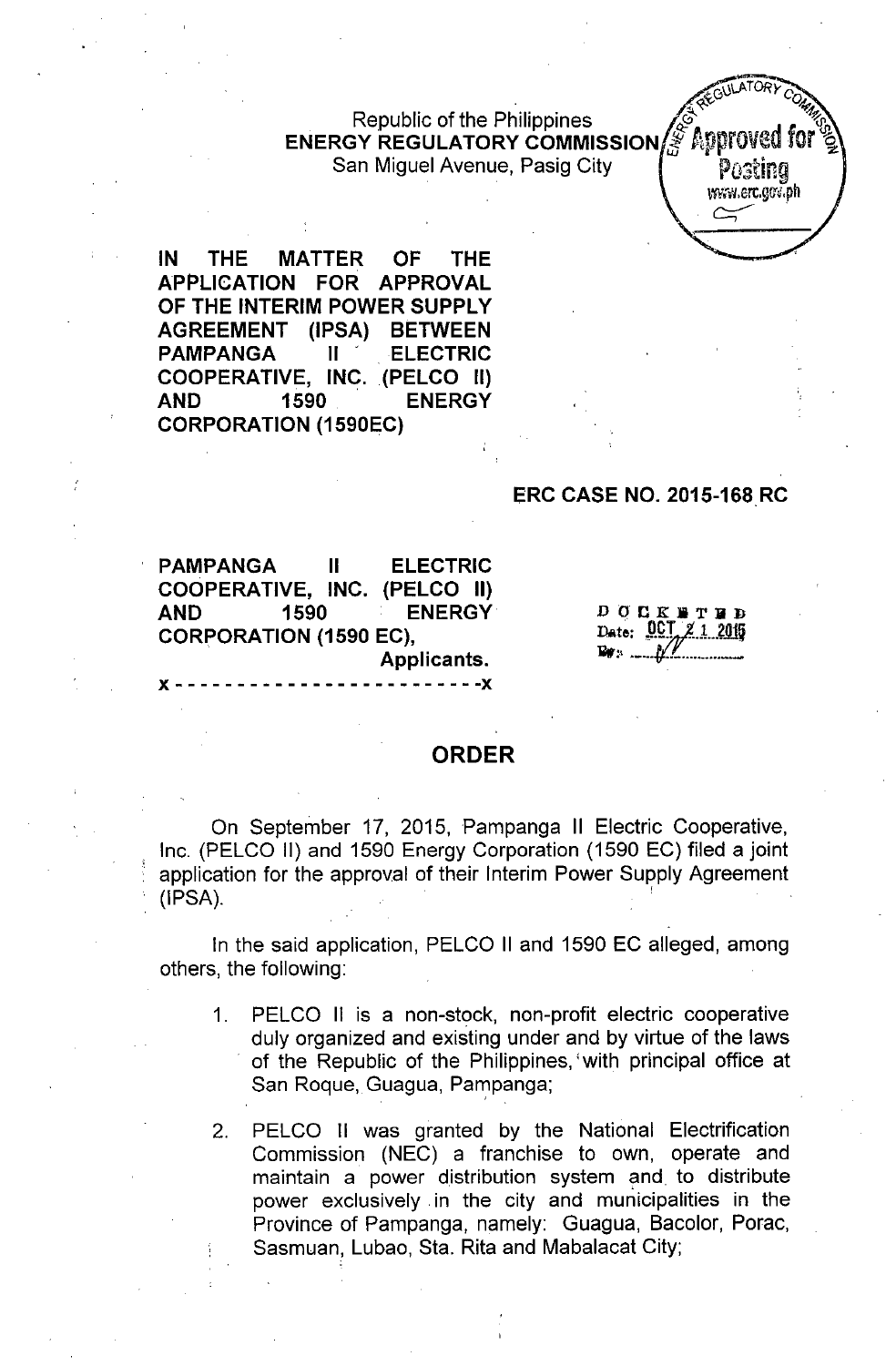Republic of the Philippines
**ENERGY REGULATORY COMMISSION**
San Miguel Avenue, Pasig City

Approved for Posting
www.erc.gov.ph

**IN THE MATTER OF THE APPLICATION FOR APPROVAL OF THE INTERIM POWER SUPPLY AGREEMENT (IPSA) BETWEEN PAMPANGA II ELECTRIC COOPERATIVE, INC. (PELCO II) AND 1590 ENERGY CORPORATION (1590EC)**

**ERC CASE NO. 2015-168 RC**

**PAMPANGA II ELECTRIC COOPERATIVE, INC. (PELCO II) AND 1590 ENERGY CORPORATION (1590 EC),**
**Applicants.**
x - - - - - - - - - - - - - - - - - - - - - - - -x

DOCKETED
Date: OCT 21 2015
By: ________

# ORDER

On September 17, 2015, Pampanga II Electric Cooperative, Inc. (PELCO II) and 1590 Energy Corporation (1590 EC) filed a joint application for the approval of their Interim Power Supply Agreement (IPSA).

In the said application, PELCO II and 1590 EC alleged, among others, the following:

1. PELCO II is a non-stock, non-profit electric cooperative duly organized and existing under and by virtue of the laws of the Republic of the Philippines, with principal office at San Roque, Guagua, Pampanga;

2. PELCO II was granted by the National Electrification Commission (NEC) a franchise to own, operate and maintain a power distribution system and to distribute power exclusively in the city and municipalities in the Province of Pampanga, namely: Guagua, Bacolor, Porac, Sasmuan, Lubao, Sta. Rita and Mabalacat City;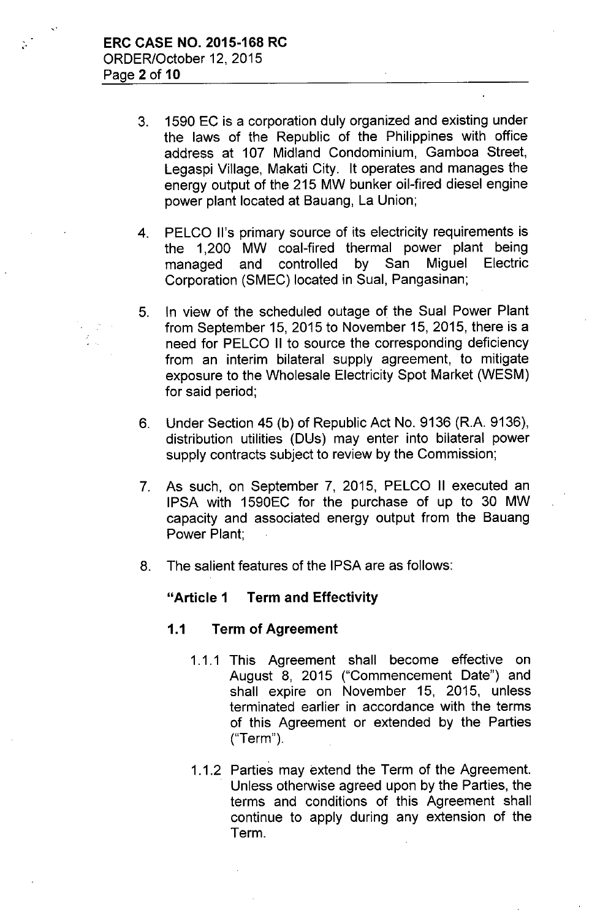3. 1590 EC is a corporation duly organized and existing under the laws of the Republic of the Philippines with office address at 107 Midland Condominium, Gamboa Street, Legaspi Village, Makati City. It operates and manages the energy output of the 215 MW bunker oil-fired diesel engine power plant located at Bauang, La Union;

4. PELCO II's primary source of its electricity requirements is the 1,200 MW coal-fired thermal power plant being managed and controlled by San Miguel Electric Corporation (SMEC) located in Sual, Pangasinan;

5. In view of the scheduled outage of the Sual Power Plant from September 15, 2015 to November 15, 2015, there is a need for PELCO II to source the corresponding deficiency from an interim bilateral supply agreement, to mitigate exposure to the Wholesale Electricity Spot Market (WESM) for said period;

6. Under Section 45 (b) of Republic Act No. 9136 (R.A. 9136), distribution utilities (DUs) may enter into bilateral power supply contracts subject to review by the Commission;

7. As such, on September 7, 2015, PELCO II executed an IPSA with 1590EC for the purchase of up to 30 MW capacity and associated energy output from the Bauang Power Plant;

8. The salient features of the IPSA are as follows:

**"Article 1 Term and Effectivity**

**1.1 Term of Agreement**

1.1.1 This Agreement shall become effective on August 8, 2015 ("Commencement Date") and shall expire on November 15, 2015, unless terminated earlier in accordance with the terms of this Agreement or extended by the Parties ("Term").

1.1.2 Parties may extend the Term of the Agreement. Unless otherwise agreed upon by the Parties, the terms and conditions of this Agreement shall continue to apply during any extension of the Term.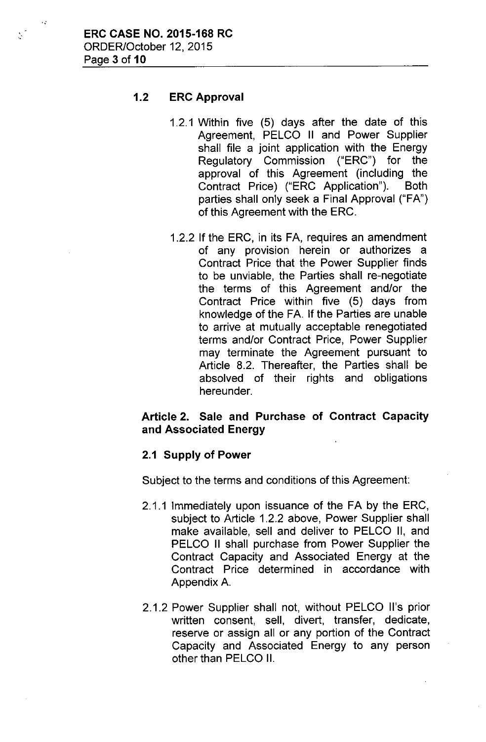### 1.2 ERC Approval

1.2.1 Within five (5) days after the date of this Agreement, PELCO II and Power Supplier shall file a joint application with the Energy Regulatory Commission ("ERC") for the approval of this Agreement (including the Contract Price) ("ERC Application"). Both parties shall only seek a Final Approval ("FA") of this Agreement with the ERC.

1.2.2 If the ERC, in its FA, requires an amendment of any provision herein or authorizes a Contract Price that the Power Supplier finds to be unviable, the Parties shall re-negotiate the terms of this Agreement and/or the Contract Price within five (5) days from knowledge of the FA. If the Parties are unable to arrive at mutually acceptable renegotiated terms and/or Contract Price, Power Supplier may terminate the Agreement pursuant to Article 8.2. Thereafter, the Parties shall be absolved of their rights and obligations hereunder.

### Article 2. Sale and Purchase of Contract Capacity and Associated Energy

#### 2.1 Supply of Power

Subject to the terms and conditions of this Agreement:

2.1.1 Immediately upon issuance of the FA by the ERC, subject to Article 1.2.2 above, Power Supplier shall make available, sell and deliver to PELCO II, and PELCO II shall purchase from Power Supplier the Contract Capacity and Associated Energy at the Contract Price determined in accordance with Appendix A.

2.1.2 Power Supplier shall not, without PELCO II's prior written consent, sell, divert, transfer, dedicate, reserve or assign all or any portion of the Contract Capacity and Associated Energy to any person other than PELCO II.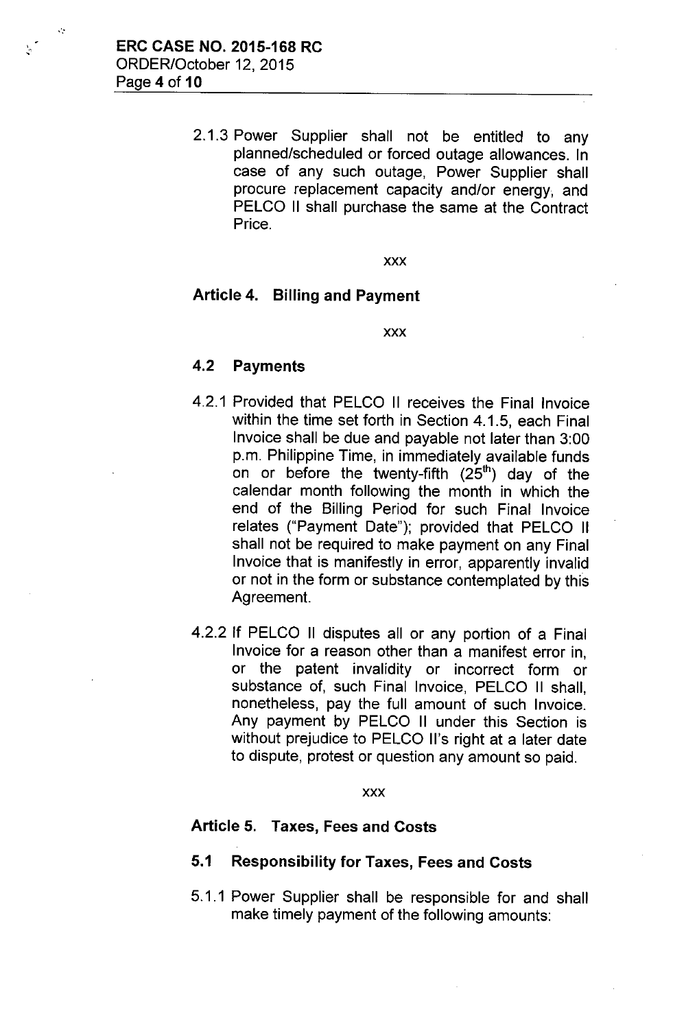2.1.3 Power Supplier shall not be entitled to any planned/scheduled or forced outage allowances. In case of any such outage, Power Supplier shall procure replacement capacity and/or energy, and PELCO II shall purchase the same at the Contract Price.

xxx

### Article 4. Billing and Payment

xxx

### 4.2 Payments

4.2.1 Provided that PELCO II receives the Final Invoice within the time set forth in Section 4.1.5, each Final Invoice shall be due and payable not later than 3:00 p.m. Philippine Time, in immediately available funds on or before the twenty-fifth (25th) day of the calendar month following the month in which the end of the Billing Period for such Final Invoice relates ("Payment Date"); provided that PELCO II shall not be required to make payment on any Final Invoice that is manifestly in error, apparently invalid or not in the form or substance contemplated by this Agreement.

4.2.2 If PELCO II disputes all or any portion of a Final Invoice for a reason other than a manifest error in, or the patent invalidity or incorrect form or substance of, such Final Invoice, PELCO II shall, nonetheless, pay the full amount of such Invoice. Any payment by PELCO II under this Section is without prejudice to PELCO II's right at a later date to dispute, protest or question any amount so paid.

xxx

### Article 5. Taxes, Fees and Costs

### 5.1 Responsibility for Taxes, Fees and Costs

5.1.1 Power Supplier shall be responsible for and shall make timely payment of the following amounts: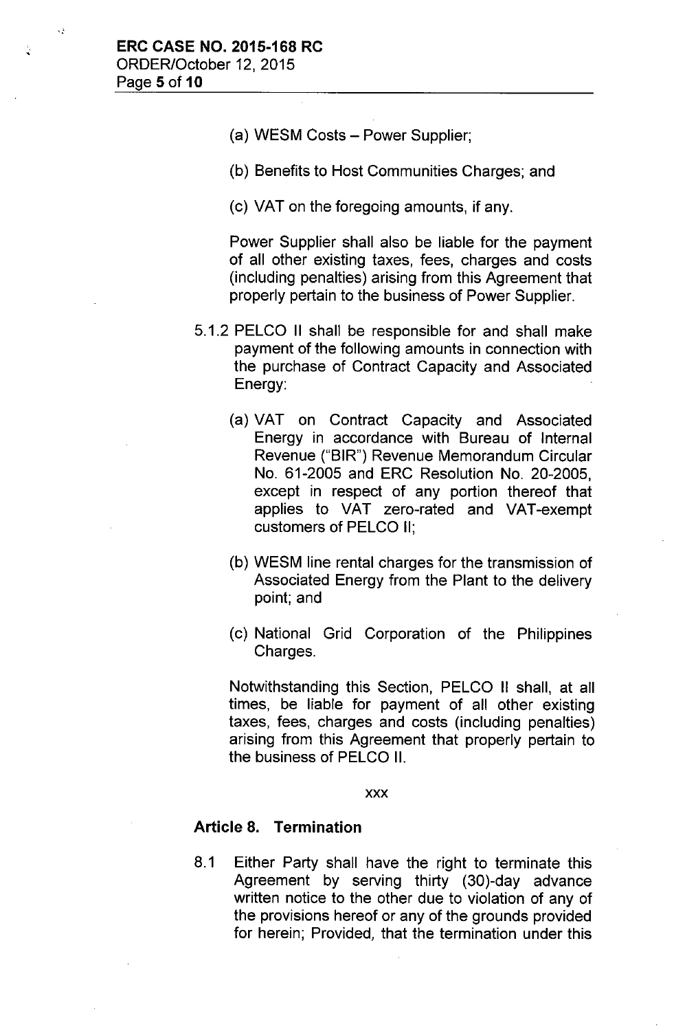(a) WESM Costs – Power Supplier;

(b) Benefits to Host Communities Charges; and

(c) VAT on the foregoing amounts, if any.

Power Supplier shall also be liable for the payment of all other existing taxes, fees, charges and costs (including penalties) arising from this Agreement that properly pertain to the business of Power Supplier.

5.1.2 PELCO II shall be responsible for and shall make payment of the following amounts in connection with the purchase of Contract Capacity and Associated Energy:

(a) VAT on Contract Capacity and Associated Energy in accordance with Bureau of Internal Revenue ("BIR") Revenue Memorandum Circular No. 61-2005 and ERC Resolution No. 20-2005, except in respect of any portion thereof that applies to VAT zero-rated and VAT-exempt customers of PELCO II;

(b) WESM line rental charges for the transmission of Associated Energy from the Plant to the delivery point; and

(c) National Grid Corporation of the Philippines Charges.

Notwithstanding this Section, PELCO II shall, at all times, be liable for payment of all other existing taxes, fees, charges and costs (including penalties) arising from this Agreement that properly pertain to the business of PELCO II.

xxx

**Article 8. Termination**

8.1 Either Party shall have the right to terminate this Agreement by serving thirty (30)-day advance written notice to the other due to violation of any of the provisions hereof or any of the grounds provided for herein; Provided, that the termination under this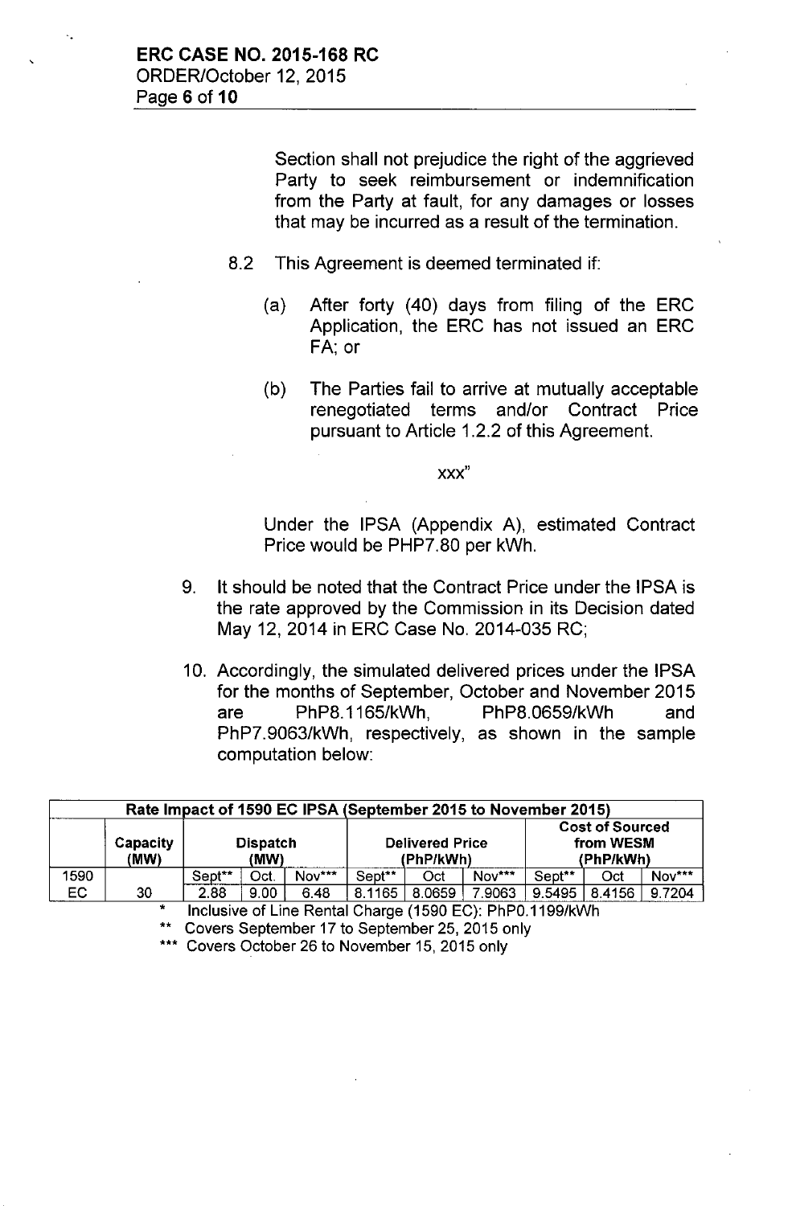Section shall not prejudice the right of the aggrieved Party to seek reimbursement or indemnification from the Party at fault, for any damages or losses that may be incurred as a result of the termination.

8.2 This Agreement is deemed terminated if:

(a) After forty (40) days from filing of the ERC Application, the ERC has not issued an ERC FA; or

(b) The Parties fail to arrive at mutually acceptable renegotiated terms and/or Contract Price pursuant to Article 1.2.2 of this Agreement.

xxx"

Under the IPSA (Appendix A), estimated Contract Price would be PHP7.80 per kWh.

9. It should be noted that the Contract Price under the IPSA is the rate approved by the Commission in its Decision dated May 12, 2014 in ERC Case No. 2014-035 RC;

10. Accordingly, the simulated delivered prices under the IPSA for the months of September, October and November 2015 are PhP8.1165/kWh, PhP8.0659/kWh and PhP7.9063/kWh, respectively, as shown in the sample computation below:

| Rate Impact of 1590 EC IPSA (September 2015 to November 2015) | | | | | | | | | | |
|---|---|---|---|---|---|---|---|---|---|---|
| | Capacity (MW) | Dispatch (MW) | | | Delivered Price (PhP/kWh) | | | Cost of Sourced from WESM (PhP/kWh) | | |
| 1590 | | Sept** | Oct. | Nov*** | Sept** | Oct | Nov*** | Sept** | Oct | Nov*** |
| EC | 30 | 2.88 | 9.00 | 6.48 | 8.1165 | 8.0659 | 7.9063 | 9.5495 | 8.4156 | 9.7204 |

\* Inclusive of Line Rental Charge (1590 EC): PhP0.1199/kWh

** Covers September 17 to September 25, 2015 only

*** Covers October 26 to November 15, 2015 only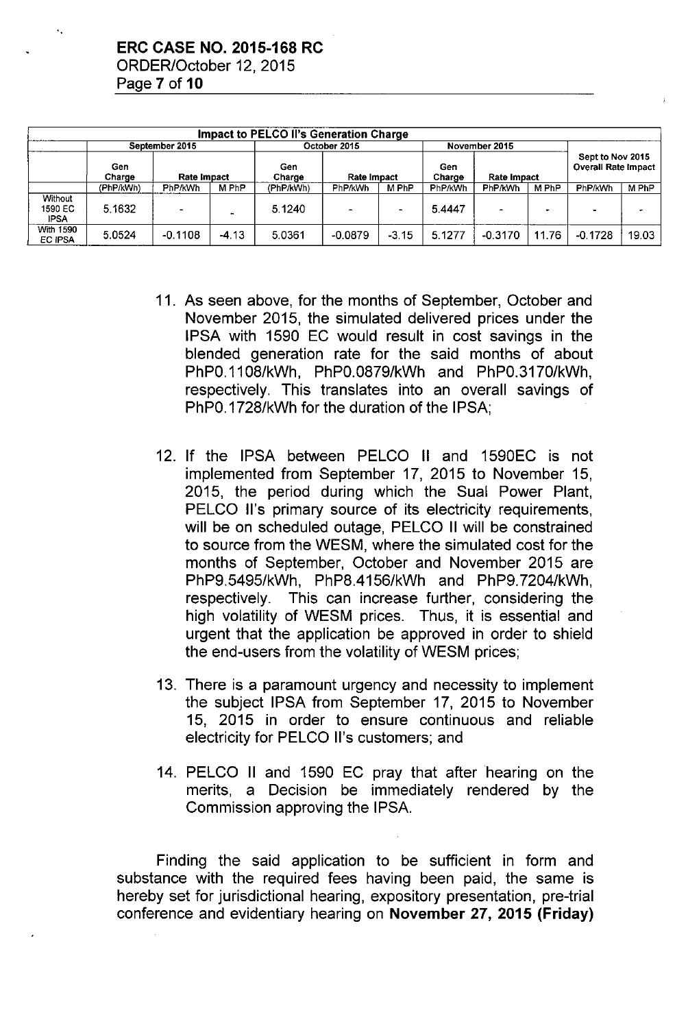| Impact to PELCO II's Generation Charge | | | | | | | | | | | |
|---|---|---|---|---|---|---|---|---|---|---|---|
| | September 2015 | | | October 2015 | | | November 2015 | | | Sept to Nov 2015 Overall Rate Impact | |
| | Gen Charge | Rate Impact | | Gen Charge | Rate Impact | | Gen Charge | Rate Impact | | | |
| | (PhP/kWh) | PhP/kWh | M PhP | (PhP/kWh) | PhP/kWh | M PhP | PhP/kWh | PhP/kWh | M PhP | PhP/kWh | M PhP |
| Without 1590 EC IPSA | 5.1632 | - | - | 5.1240 | - | - | 5.4447 | - | - | - | - |
| With 1590 EC IPSA | 5.0524 | -0.1108 | -4.13 | 5.0361 | -0.0879 | -3.15 | 5.1277 | -0.3170 | 11.76 | -0.1728 | 19.03 |

11. As seen above, for the months of September, October and November 2015, the simulated delivered prices under the IPSA with 1590 EC would result in cost savings in the blended generation rate for the said months of about PhP0.1108/kWh, PhP0.0879/kWh and PhP0.3170/kWh, respectively. This translates into an overall savings of PhP0.1728/kWh for the duration of the IPSA;

12. If the IPSA between PELCO II and 1590EC is not implemented from September 17, 2015 to November 15, 2015, the period during which the Sual Power Plant, PELCO II's primary source of its electricity requirements, will be on scheduled outage, PELCO II will be constrained to source from the WESM, where the simulated cost for the months of September, October and November 2015 are PhP9.5495/kWh, PhP8.4156/kWh and PhP9.7204/kWh, respectively. This can increase further, considering the high volatility of WESM prices. Thus, it is essential and urgent that the application be approved in order to shield the end-users from the volatility of WESM prices;

13. There is a paramount urgency and necessity to implement the subject IPSA from September 17, 2015 to November 15, 2015 in order to ensure continuous and reliable electricity for PELCO II's customers; and

14. PELCO II and 1590 EC pray that after hearing on the merits, a Decision be immediately rendered by the Commission approving the IPSA.

Finding the said application to be sufficient in form and substance with the required fees having been paid, the same is hereby set for jurisdictional hearing, expository presentation, pre-trial conference and evidentiary hearing on **November 27, 2015 (Friday)**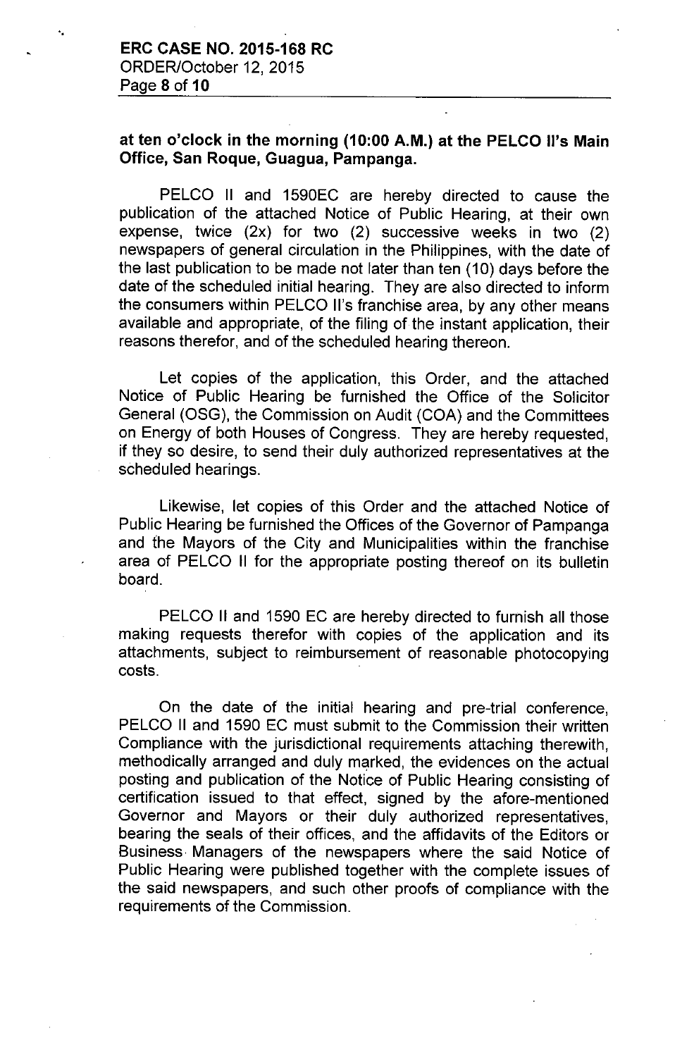**at ten o'clock in the morning (10:00 A.M.) at the PELCO II's Main Office, San Roque, Guagua, Pampanga.**

PELCO II and 1590EC are hereby directed to cause the publication of the attached Notice of Public Hearing, at their own expense, twice (2x) for two (2) successive weeks in two (2) newspapers of general circulation in the Philippines, with the date of the last publication to be made not later than ten (10) days before the date of the scheduled initial hearing. They are also directed to inform the consumers within PELCO II's franchise area, by any other means available and appropriate, of the filing of the instant application, their reasons therefor, and of the scheduled hearing thereon.

Let copies of the application, this Order, and the attached Notice of Public Hearing be furnished the Office of the Solicitor General (OSG), the Commission on Audit (COA) and the Committees on Energy of both Houses of Congress. They are hereby requested, if they so desire, to send their duly authorized representatives at the scheduled hearings.

Likewise, let copies of this Order and the attached Notice of Public Hearing be furnished the Offices of the Governor of Pampanga and the Mayors of the City and Municipalities within the franchise area of PELCO II for the appropriate posting thereof on its bulletin board.

PELCO II and 1590 EC are hereby directed to furnish all those making requests therefor with copies of the application and its attachments, subject to reimbursement of reasonable photocopying costs.

On the date of the initial hearing and pre-trial conference, PELCO II and 1590 EC must submit to the Commission their written Compliance with the jurisdictional requirements attaching therewith, methodically arranged and duly marked, the evidences on the actual posting and publication of the Notice of Public Hearing consisting of certification issued to that effect, signed by the afore-mentioned Governor and Mayors or their duly authorized representatives, bearing the seals of their offices, and the affidavits of the Editors or Business Managers of the newspapers where the said Notice of Public Hearing were published together with the complete issues of the said newspapers, and such other proofs of compliance with the requirements of the Commission.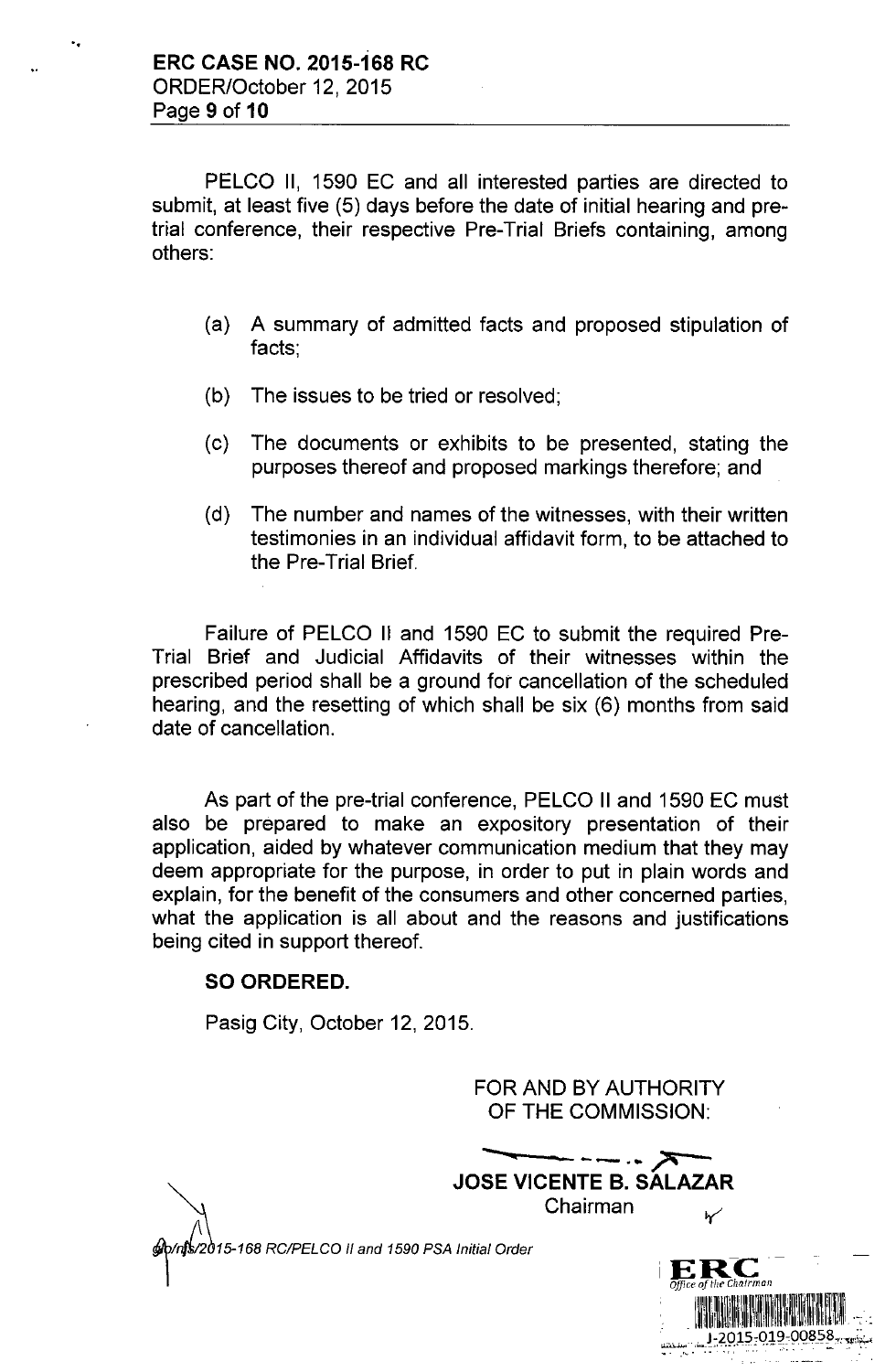PELCO II, 1590 EC and all interested parties are directed to submit, at least five (5) days before the date of initial hearing and pre-trial conference, their respective Pre-Trial Briefs containing, among others:

(a) A summary of admitted facts and proposed stipulation of facts;

(b) The issues to be tried or resolved;

(c) The documents or exhibits to be presented, stating the purposes thereof and proposed markings therefore; and

(d) The number and names of the witnesses, with their written testimonies in an individual affidavit form, to be attached to the Pre-Trial Brief.

Failure of PELCO II and 1590 EC to submit the required Pre-Trial Brief and Judicial Affidavits of their witnesses within the prescribed period shall be a ground for cancellation of the scheduled hearing, and the resetting of which shall be six (6) months from said date of cancellation.

As part of the pre-trial conference, PELCO II and 1590 EC must also be prepared to make an expository presentation of their application, aided by whatever communication medium that they may deem appropriate for the purpose, in order to put in plain words and explain, for the benefit of the consumers and other concerned parties, what the application is all about and the reasons and justifications being cited in support thereof.

**SO ORDERED.**

Pasig City, October 12, 2015.

FOR AND BY AUTHORITY OF THE COMMISSION:

**JOSE VICENTE B. SALAZAR**
Chairman

*gb/nb/2015-168 RC/PELCO II and 1590 PSA Initial Order*

ERC Office of the Chairman
J-2015-019-00858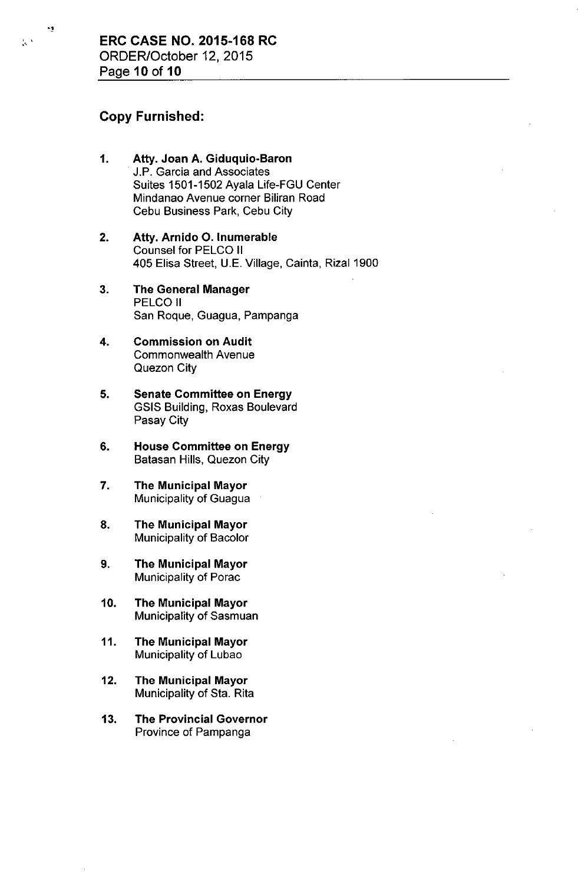## Copy Furnished:

1. **Atty. Joan A. Giduquio-Baron**
   J.P. Garcia and Associates
   Suites 1501-1502 Ayala Life-FGU Center
   Mindanao Avenue corner Biliran Road
   Cebu Business Park, Cebu City

2. **Atty. Arnido O. Inumerable**
   Counsel for PELCO II
   405 Elisa Street, U.E. Village, Cainta, Rizal 1900

3. **The General Manager**
   PELCO II
   San Roque, Guagua, Pampanga

4. **Commission on Audit**
   Commonwealth Avenue
   Quezon City

5. **Senate Committee on Energy**
   GSIS Building, Roxas Boulevard
   Pasay City

6. **House Committee on Energy**
   Batasan Hills, Quezon City

7. **The Municipal Mayor**
   Municipality of Guagua

8. **The Municipal Mayor**
   Municipality of Bacolor

9. **The Municipal Mayor**
   Municipality of Porac

10. **The Municipal Mayor**
    Municipality of Sasmuan

11. **The Municipal Mayor**
    Municipality of Lubao

12. **The Municipal Mayor**
    Municipality of Sta. Rita

13. **The Provincial Governor**
    Province of Pampanga